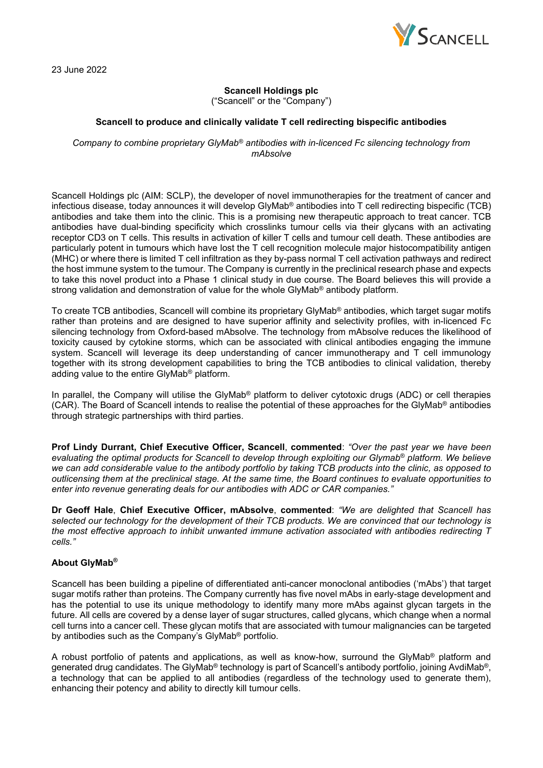23 June 2022

**Scancell Holdings plc**
("Scancell" or the "Company")

**Scancell to produce and clinically validate T cell redirecting bispecific antibodies**

*Company to combine proprietary GlyMab® antibodies with in-licenced Fc silencing technology from mAbsolve*

Scancell Holdings plc (AIM: SCLP), the developer of novel immunotherapies for the treatment of cancer and infectious disease, today announces it will develop GlyMab® antibodies into T cell redirecting bispecific (TCB) antibodies and take them into the clinic. This is a promising new therapeutic approach to treat cancer. TCB antibodies have dual-binding specificity which crosslinks tumour cells via their glycans with an activating receptor CD3 on T cells. This results in activation of killer T cells and tumour cell death. These antibodies are particularly potent in tumours which have lost the T cell recognition molecule major histocompatibility antigen (MHC) or where there is limited T cell infiltration as they by-pass normal T cell activation pathways and redirect the host immune system to the tumour. The Company is currently in the preclinical research phase and expects to take this novel product into a Phase 1 clinical study in due course. The Board believes this will provide a strong validation and demonstration of value for the whole GlyMab® antibody platform.

To create TCB antibodies, Scancell will combine its proprietary GlyMab® antibodies, which target sugar motifs rather than proteins and are designed to have superior affinity and selectivity profiles, with in-licenced Fc silencing technology from Oxford-based mAbsolve. The technology from mAbsolve reduces the likelihood of toxicity caused by cytokine storms, which can be associated with clinical antibodies engaging the immune system. Scancell will leverage its deep understanding of cancer immunotherapy and T cell immunology together with its strong development capabilities to bring the TCB antibodies to clinical validation, thereby adding value to the entire GlyMab® platform.

In parallel, the Company will utilise the GlyMab® platform to deliver cytotoxic drugs (ADC) or cell therapies (CAR). The Board of Scancell intends to realise the potential of these approaches for the GlyMab® antibodies through strategic partnerships with third parties.

**Prof Lindy Durrant, Chief Executive Officer, Scancell**, **commented**: *"Over the past year we have been evaluating the optimal products for Scancell to develop through exploiting our Glymab® platform. We believe we can add considerable value to the antibody portfolio by taking TCB products into the clinic, as opposed to outlicensing them at the preclinical stage. At the same time, the Board continues to evaluate opportunities to enter into revenue generating deals for our antibodies with ADC or CAR companies."*

**Dr Geoff Hale**, **Chief Executive Officer, mAbsolve**, **commented**: *"We are delighted that Scancell has selected our technology for the development of their TCB products. We are convinced that our technology is the most effective approach to inhibit unwanted immune activation associated with antibodies redirecting T cells."*

### About GlyMab®

Scancell has been building a pipeline of differentiated anti-cancer monoclonal antibodies ('mAbs') that target sugar motifs rather than proteins. The Company currently has five novel mAbs in early-stage development and has the potential to use its unique methodology to identify many more mAbs against glycan targets in the future. All cells are covered by a dense layer of sugar structures, called glycans, which change when a normal cell turns into a cancer cell. These glycan motifs that are associated with tumour malignancies can be targeted by antibodies such as the Company's GlyMab® portfolio.

A robust portfolio of patents and applications, as well as know-how, surround the GlyMab® platform and generated drug candidates. The GlyMab® technology is part of Scancell's antibody portfolio, joining AvdiMab®, a technology that can be applied to all antibodies (regardless of the technology used to generate them), enhancing their potency and ability to directly kill tumour cells.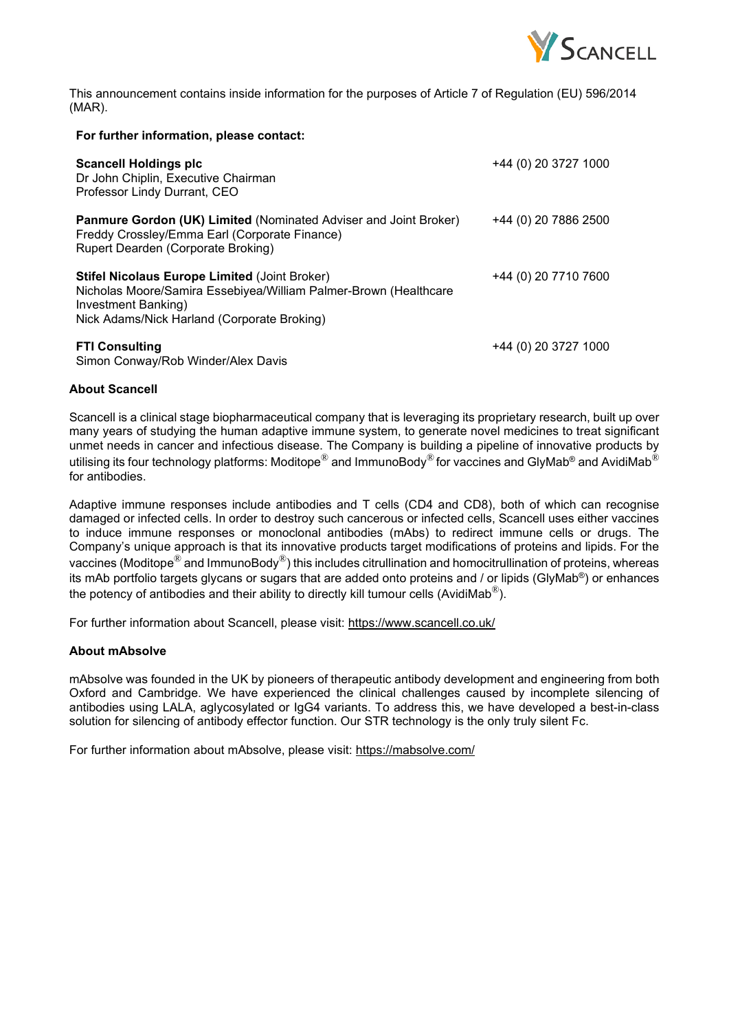This announcement contains inside information for the purposes of Article 7 of Regulation (EU) 596/2014 (MAR).

**For further information, please contact:**

| | |
|---|---|
| **Scancell Holdings plc**<br>Dr John Chiplin, Executive Chairman<br>Professor Lindy Durrant, CEO | +44 (0) 20 3727 1000 |
| **Panmure Gordon (UK) Limited** (Nominated Adviser and Joint Broker)<br>Freddy Crossley/Emma Earl (Corporate Finance)<br>Rupert Dearden (Corporate Broking) | +44 (0) 20 7886 2500 |
| **Stifel Nicolaus Europe Limited** (Joint Broker)<br>Nicholas Moore/Samira Essebiyea/William Palmer-Brown (Healthcare Investment Banking)<br>Nick Adams/Nick Harland (Corporate Broking) | +44 (0) 20 7710 7600 |
| **FTI Consulting**<br>Simon Conway/Rob Winder/Alex Davis | +44 (0) 20 3727 1000 |

**About Scancell**

Scancell is a clinical stage biopharmaceutical company that is leveraging its proprietary research, built up over many years of studying the human adaptive immune system, to generate novel medicines to treat significant unmet needs in cancer and infectious disease. The Company is building a pipeline of innovative products by utilising its four technology platforms: Moditope® and ImmunoBody® for vaccines and GlyMab® and AvidiMab® for antibodies.

Adaptive immune responses include antibodies and T cells (CD4 and CD8), both of which can recognise damaged or infected cells. In order to destroy such cancerous or infected cells, Scancell uses either vaccines to induce immune responses or monoclonal antibodies (mAbs) to redirect immune cells or drugs. The Company's unique approach is that its innovative products target modifications of proteins and lipids. For the vaccines (Moditope® and ImmunoBody®) this includes citrullination and homocitrullination of proteins, whereas its mAb portfolio targets glycans or sugars that are added onto proteins and / or lipids (GlyMab®) or enhances the potency of antibodies and their ability to directly kill tumour cells (AvidiMab®).

For further information about Scancell, please visit: https://www.scancell.co.uk/

**About mAbsolve**

mAbsolve was founded in the UK by pioneers of therapeutic antibody development and engineering from both Oxford and Cambridge. We have experienced the clinical challenges caused by incomplete silencing of antibodies using LALA, aglycosylated or IgG4 variants. To address this, we have developed a best-in-class solution for silencing of antibody effector function. Our STR technology is the only truly silent Fc.

For further information about mAbsolve, please visit: https://mabsolve.com/